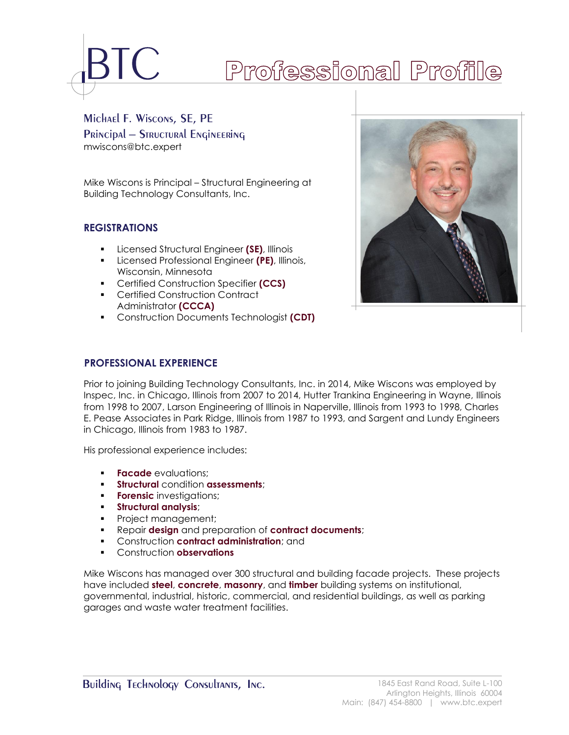# BTC Professional Profile

## Michael F. Wiscons, SE, PE
### Principal – Structural Engineering
mwiscons@btc.expert

Mike Wiscons is Principal – Structural Engineering at Building Technology Consultants, Inc.

### REGISTRATIONS

- Licensed Structural Engineer **(SE)**, Illinois
- Licensed Professional Engineer **(PE)**, Illinois, Wisconsin, Minnesota
- Certified Construction Specifier **(CCS)**
- Certified Construction Contract Administrator **(CCCA)**
- Construction Documents Technologist **(CDT)**

### PROFESSIONAL EXPERIENCE

Prior to joining Building Technology Consultants, Inc. in 2014, Mike Wiscons was employed by Inspec, Inc. in Chicago, Illinois from 2007 to 2014, Hutter Trankina Engineering in Wayne, Illinois from 1998 to 2007, Larson Engineering of Illinois in Naperville, Illinois from 1993 to 1998, Charles E. Pease Associates in Park Ridge, Illinois from 1987 to 1993, and Sargent and Lundy Engineers in Chicago, Illinois from 1983 to 1987.

His professional experience includes:

- **Facade** evaluations;
- **Structural** condition **assessments**;
- **Forensic** investigations;
- **Structural analysis**;
- Project management;
- Repair **design** and preparation of **contract documents**;
- Construction **contract administration**; and
- Construction **observations**

Mike Wiscons has managed over 300 structural and building facade projects. These projects have included **steel**, **concrete**, **masonry**, and **timber** building systems on institutional, governmental, industrial, historic, commercial, and residential buildings, as well as parking garages and waste water treatment facilities.

Building Technology Consultants, Inc.
1845 East Rand Road, Suite L-100
Arlington Heights, Illinois 60004
Main: (847) 454-8800 | www.btc.expert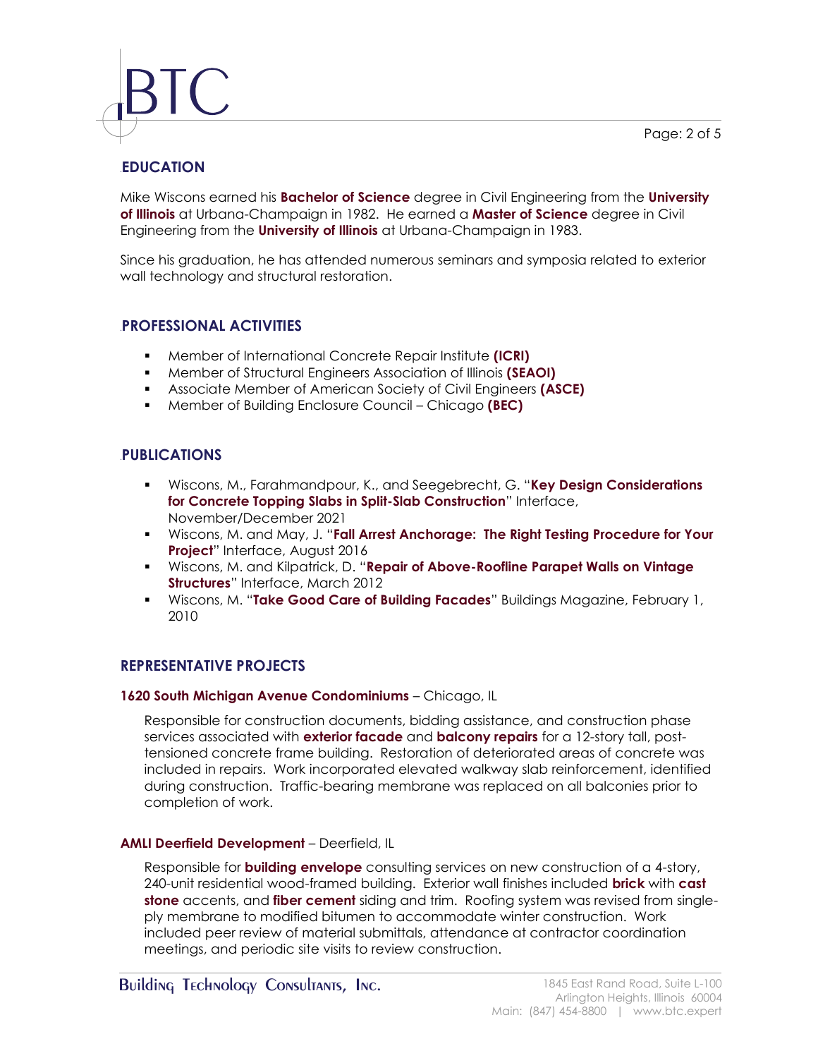## EDUCATION

Mike Wiscons earned his **Bachelor of Science** degree in Civil Engineering from the **University of Illinois** at Urbana-Champaign in 1982. He earned a **Master of Science** degree in Civil Engineering from the **University of Illinois** at Urbana-Champaign in 1983.

Since his graduation, he has attended numerous seminars and symposia related to exterior wall technology and structural restoration.

## PROFESSIONAL ACTIVITIES

- Member of International Concrete Repair Institute **(ICRI)**
- Member of Structural Engineers Association of Illinois **(SEAOI)**
- Associate Member of American Society of Civil Engineers **(ASCE)**
- Member of Building Enclosure Council – Chicago **(BEC)**

## PUBLICATIONS

- Wiscons, M., Farahmandpour, K., and Seegebrecht, G. "**Key Design Considerations for Concrete Topping Slabs in Split-Slab Construction**" Interface, November/December 2021
- Wiscons, M. and May, J. "**Fall Arrest Anchorage: The Right Testing Procedure for Your Project**" Interface, August 2016
- Wiscons, M. and Kilpatrick, D. "**Repair of Above-Roofline Parapet Walls on Vintage Structures**" Interface, March 2012
- Wiscons, M. "**Take Good Care of Building Facades**" Buildings Magazine, February 1, 2010

## REPRESENTATIVE PROJECTS

**1620 South Michigan Avenue Condominiums** – Chicago, IL

Responsible for construction documents, bidding assistance, and construction phase services associated with **exterior facade** and **balcony repairs** for a 12-story tall, post-tensioned concrete frame building. Restoration of deteriorated areas of concrete was included in repairs. Work incorporated elevated walkway slab reinforcement, identified during construction. Traffic-bearing membrane was replaced on all balconies prior to completion of work.

**AMLI Deerfield Development** – Deerfield, IL

Responsible for **building envelope** consulting services on new construction of a 4-story, 240-unit residential wood-framed building. Exterior wall finishes included **brick** with **cast stone** accents, and **fiber cement** siding and trim. Roofing system was revised from single-ply membrane to modified bitumen to accommodate winter construction. Work included peer review of material submittals, attendance at contractor coordination meetings, and periodic site visits to review construction.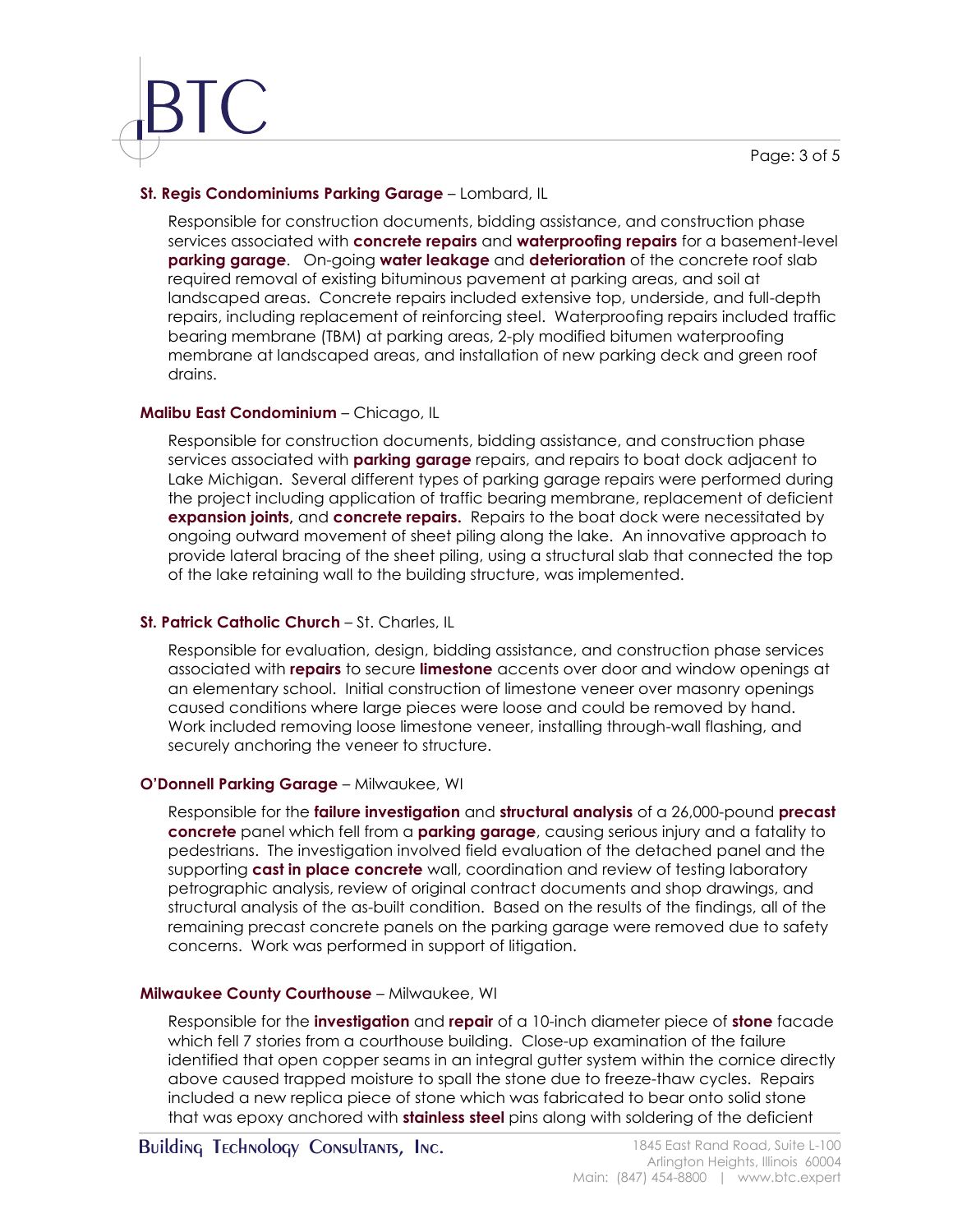**St. Regis Condominiums Parking Garage** – Lombard, IL

Responsible for construction documents, bidding assistance, and construction phase services associated with **concrete repairs** and **waterproofing repairs** for a basement-level **parking garage**. On-going **water leakage** and **deterioration** of the concrete roof slab required removal of existing bituminous pavement at parking areas, and soil at landscaped areas. Concrete repairs included extensive top, underside, and full-depth repairs, including replacement of reinforcing steel. Waterproofing repairs included traffic bearing membrane (TBM) at parking areas, 2-ply modified bitumen waterproofing membrane at landscaped areas, and installation of new parking deck and green roof drains.

**Malibu East Condominium** – Chicago, IL

Responsible for construction documents, bidding assistance, and construction phase services associated with **parking garage** repairs, and repairs to boat dock adjacent to Lake Michigan. Several different types of parking garage repairs were performed during the project including application of traffic bearing membrane, replacement of deficient **expansion joints,** and **concrete repairs.** Repairs to the boat dock were necessitated by ongoing outward movement of sheet piling along the lake. An innovative approach to provide lateral bracing of the sheet piling, using a structural slab that connected the top of the lake retaining wall to the building structure, was implemented.

**St. Patrick Catholic Church** – St. Charles, IL

Responsible for evaluation, design, bidding assistance, and construction phase services associated with **repairs** to secure **limestone** accents over door and window openings at an elementary school. Initial construction of limestone veneer over masonry openings caused conditions where large pieces were loose and could be removed by hand. Work included removing loose limestone veneer, installing through-wall flashing, and securely anchoring the veneer to structure.

**O'Donnell Parking Garage** – Milwaukee, WI

Responsible for the **failure investigation** and **structural analysis** of a 26,000-pound **precast concrete** panel which fell from a **parking garage**, causing serious injury and a fatality to pedestrians. The investigation involved field evaluation of the detached panel and the supporting **cast in place concrete** wall, coordination and review of testing laboratory petrographic analysis, review of original contract documents and shop drawings, and structural analysis of the as-built condition. Based on the results of the findings, all of the remaining precast concrete panels on the parking garage were removed due to safety concerns. Work was performed in support of litigation.

**Milwaukee County Courthouse** – Milwaukee, WI

Responsible for the **investigation** and **repair** of a 10-inch diameter piece of **stone** facade which fell 7 stories from a courthouse building. Close-up examination of the failure identified that open copper seams in an integral gutter system within the cornice directly above caused trapped moisture to spall the stone due to freeze-thaw cycles. Repairs included a new replica piece of stone which was fabricated to bear onto solid stone that was epoxy anchored with **stainless steel** pins along with soldering of the deficient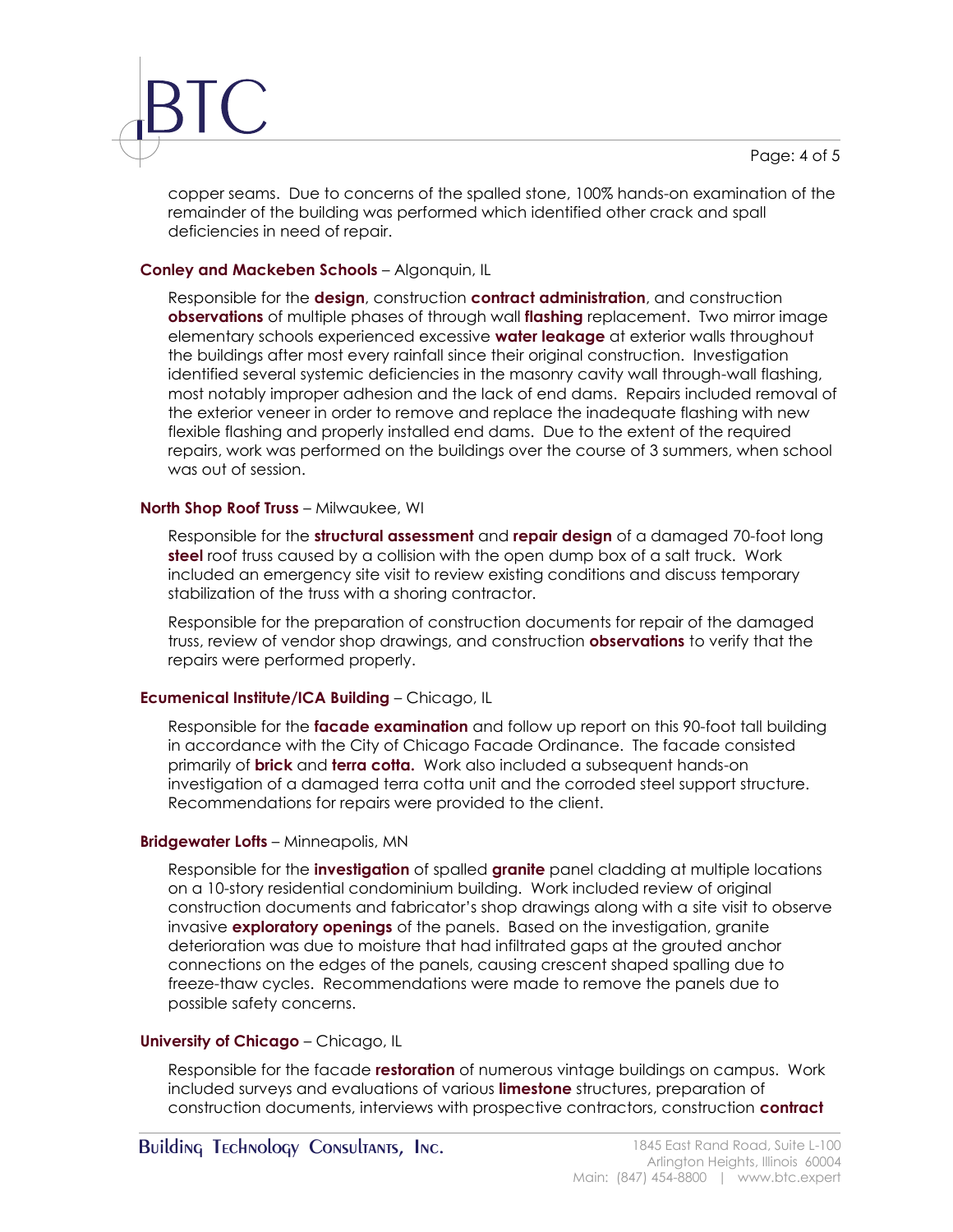copper seams. Due to concerns of the spalled stone, 100% hands-on examination of the remainder of the building was performed which identified other crack and spall deficiencies in need of repair.

**Conley and Mackeben Schools** – Algonquin, IL

Responsible for the **design**, construction **contract administration**, and construction **observations** of multiple phases of through wall **flashing** replacement. Two mirror image elementary schools experienced excessive **water leakage** at exterior walls throughout the buildings after most every rainfall since their original construction. Investigation identified several systemic deficiencies in the masonry cavity wall through-wall flashing, most notably improper adhesion and the lack of end dams. Repairs included removal of the exterior veneer in order to remove and replace the inadequate flashing with new flexible flashing and properly installed end dams. Due to the extent of the required repairs, work was performed on the buildings over the course of 3 summers, when school was out of session.

**North Shop Roof Truss** – Milwaukee, WI

Responsible for the **structural assessment** and **repair design** of a damaged 70-foot long **steel** roof truss caused by a collision with the open dump box of a salt truck. Work included an emergency site visit to review existing conditions and discuss temporary stabilization of the truss with a shoring contractor.

Responsible for the preparation of construction documents for repair of the damaged truss, review of vendor shop drawings, and construction **observations** to verify that the repairs were performed properly.

**Ecumenical Institute/ICA Building** – Chicago, IL

Responsible for the **facade examination** and follow up report on this 90-foot tall building in accordance with the City of Chicago Facade Ordinance. The facade consisted primarily of **brick** and **terra cotta.** Work also included a subsequent hands-on investigation of a damaged terra cotta unit and the corroded steel support structure. Recommendations for repairs were provided to the client.

**Bridgewater Lofts** – Minneapolis, MN

Responsible for the **investigation** of spalled **granite** panel cladding at multiple locations on a 10-story residential condominium building. Work included review of original construction documents and fabricator's shop drawings along with a site visit to observe invasive **exploratory openings** of the panels. Based on the investigation, granite deterioration was due to moisture that had infiltrated gaps at the grouted anchor connections on the edges of the panels, causing crescent shaped spalling due to freeze-thaw cycles. Recommendations were made to remove the panels due to possible safety concerns.

**University of Chicago** – Chicago, IL

Responsible for the facade **restoration** of numerous vintage buildings on campus. Work included surveys and evaluations of various **limestone** structures, preparation of construction documents, interviews with prospective contractors, construction **contract**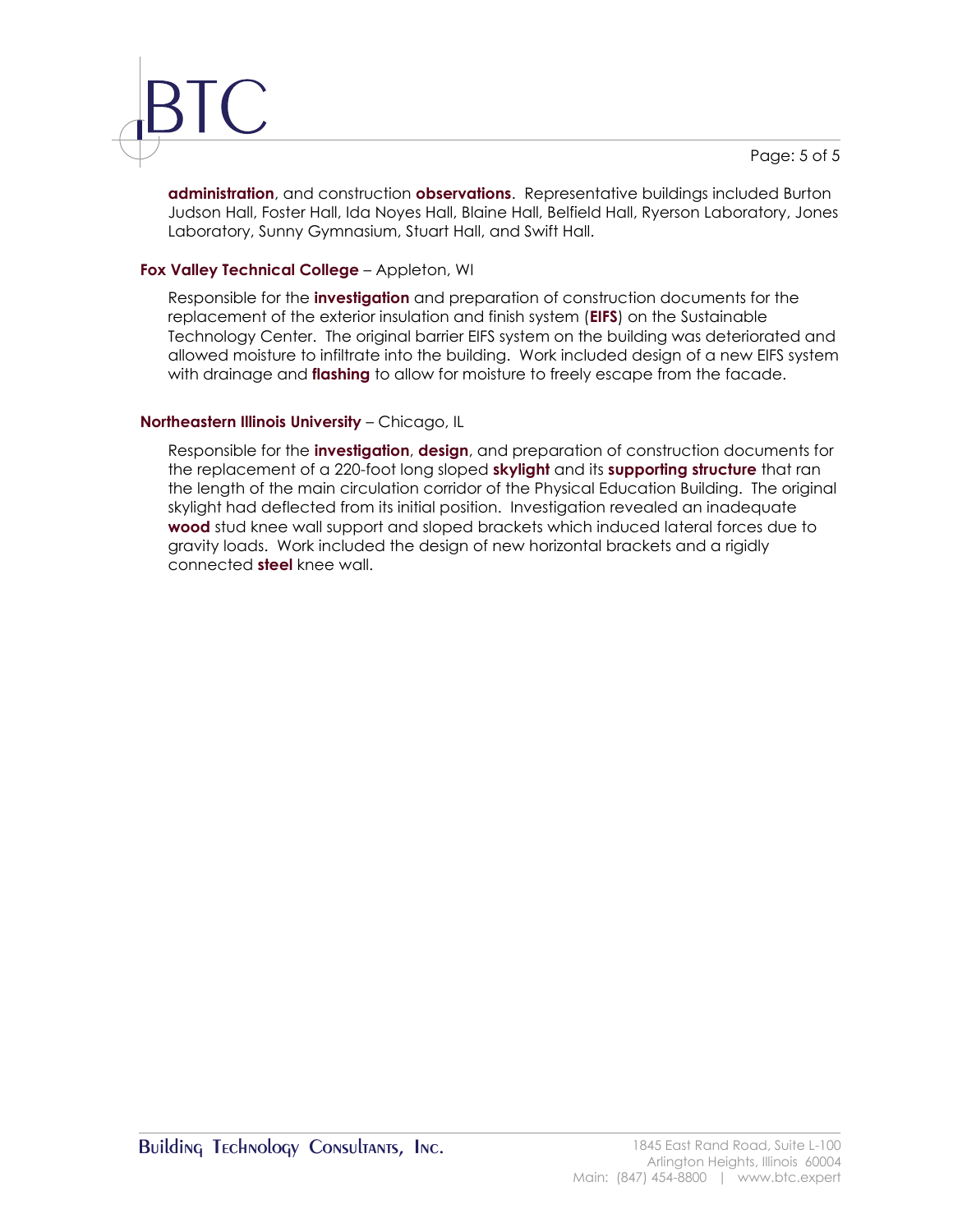**administration**, and construction **observations**. Representative buildings included Burton Judson Hall, Foster Hall, Ida Noyes Hall, Blaine Hall, Belfield Hall, Ryerson Laboratory, Jones Laboratory, Sunny Gymnasium, Stuart Hall, and Swift Hall.

**Fox Valley Technical College** – Appleton, WI

Responsible for the **investigation** and preparation of construction documents for the replacement of the exterior insulation and finish system (**EIFS**) on the Sustainable Technology Center. The original barrier EIFS system on the building was deteriorated and allowed moisture to infiltrate into the building. Work included design of a new EIFS system with drainage and **flashing** to allow for moisture to freely escape from the facade.

**Northeastern Illinois University** – Chicago, IL

Responsible for the **investigation**, **design**, and preparation of construction documents for the replacement of a 220-foot long sloped **skylight** and its **supporting structure** that ran the length of the main circulation corridor of the Physical Education Building. The original skylight had deflected from its initial position. Investigation revealed an inadequate **wood** stud knee wall support and sloped brackets which induced lateral forces due to gravity loads. Work included the design of new horizontal brackets and a rigidly connected **steel** knee wall.